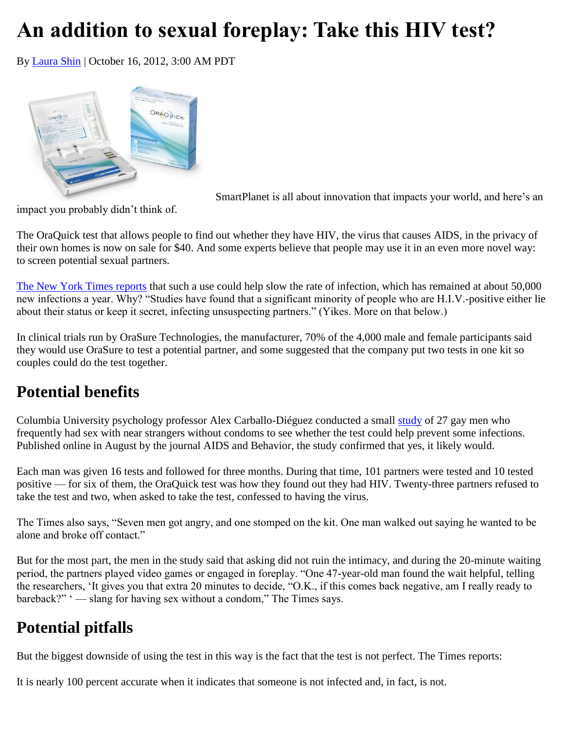# An addition to sexual foreplay: Take this HIV test?

By Laura Shin | October 16, 2012, 3:00 AM PDT

SmartPlanet is all about innovation that impacts your world, and here's an impact you probably didn't think of.

The OraQuick test that allows people to find out whether they have HIV, the virus that causes AIDS, in the privacy of their own homes is now on sale for $40. And some experts believe that people may use it in an even more novel way: to screen potential sexual partners.

The New York Times reports that such a use could help slow the rate of infection, which has remained at about 50,000 new infections a year. Why? "Studies have found that a significant minority of people who are H.I.V.-positive either lie about their status or keep it secret, infecting unsuspecting partners." (Yikes. More on that below.)

In clinical trials run by OraSure Technologies, the manufacturer, 70% of the 4,000 male and female participants said they would use OraSure to test a potential partner, and some suggested that the company put two tests in one kit so couples could do the test together.

## Potential benefits

Columbia University psychology professor Alex Carballo-Diéguez conducted a small study of 27 gay men who frequently had sex with near strangers without condoms to see whether the test could help prevent some infections. Published online in August by the journal AIDS and Behavior, the study confirmed that yes, it likely would.

Each man was given 16 tests and followed for three months. During that time, 101 partners were tested and 10 tested positive — for six of them, the OraQuick test was how they found out they had HIV. Twenty-three partners refused to take the test and two, when asked to take the test, confessed to having the virus.

The Times also says, "Seven men got angry, and one stomped on the kit. One man walked out saying he wanted to be alone and broke off contact."

But for the most part, the men in the study said that asking did not ruin the intimacy, and during the 20-minute waiting period, the partners played video games or engaged in foreplay. "One 47-year-old man found the wait helpful, telling the researchers, 'It gives you that extra 20 minutes to decide, "O.K., if this comes back negative, am I really ready to bareback?" ' — slang for having sex without a condom," The Times says.

## Potential pitfalls

But the biggest downside of using the test in this way is the fact that the test is not perfect. The Times reports:

It is nearly 100 percent accurate when it indicates that someone is not infected and, in fact, is not.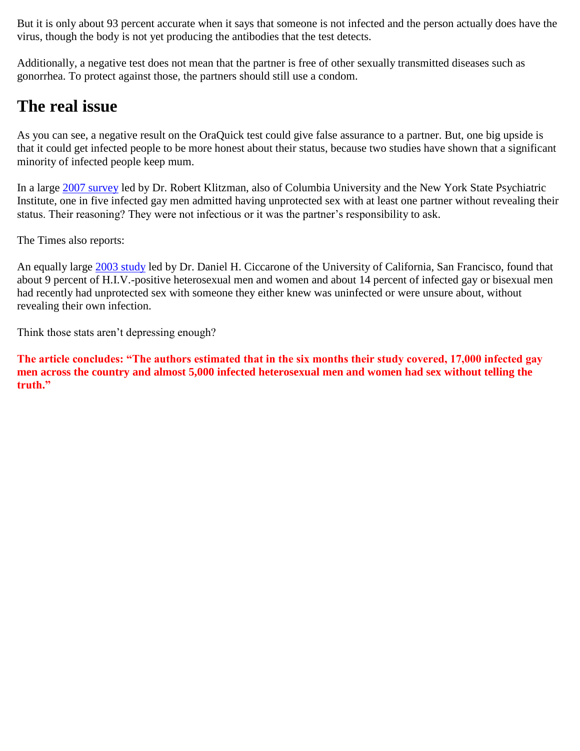But it is only about 93 percent accurate when it says that someone is not infected and the person actually does have the virus, though the body is not yet producing the antibodies that the test detects.

Additionally, a negative test does not mean that the partner is free of other sexually transmitted diseases such as gonorrhea. To protect against those, the partners should still use a condom.

## The real issue

As you can see, a negative result on the OraQuick test could give false assurance to a partner. But, one big upside is that it could get infected people to be more honest about their status, because two studies have shown that a significant minority of infected people keep mum.

In a large 2007 survey led by Dr. Robert Klitzman, also of Columbia University and the New York State Psychiatric Institute, one in five infected gay men admitted having unprotected sex with at least one partner without revealing their status. Their reasoning? They were not infectious or it was the partner's responsibility to ask.

The Times also reports:

An equally large 2003 study led by Dr. Daniel H. Ciccarone of the University of California, San Francisco, found that about 9 percent of H.I.V.-positive heterosexual men and women and about 14 percent of infected gay or bisexual men had recently had unprotected sex with someone they either knew was uninfected or were unsure about, without revealing their own infection.

Think those stats aren't depressing enough?

**The article concludes: "The authors estimated that in the six months their study covered, 17,000 infected gay men across the country and almost 5,000 infected heterosexual men and women had sex without telling the truth."**